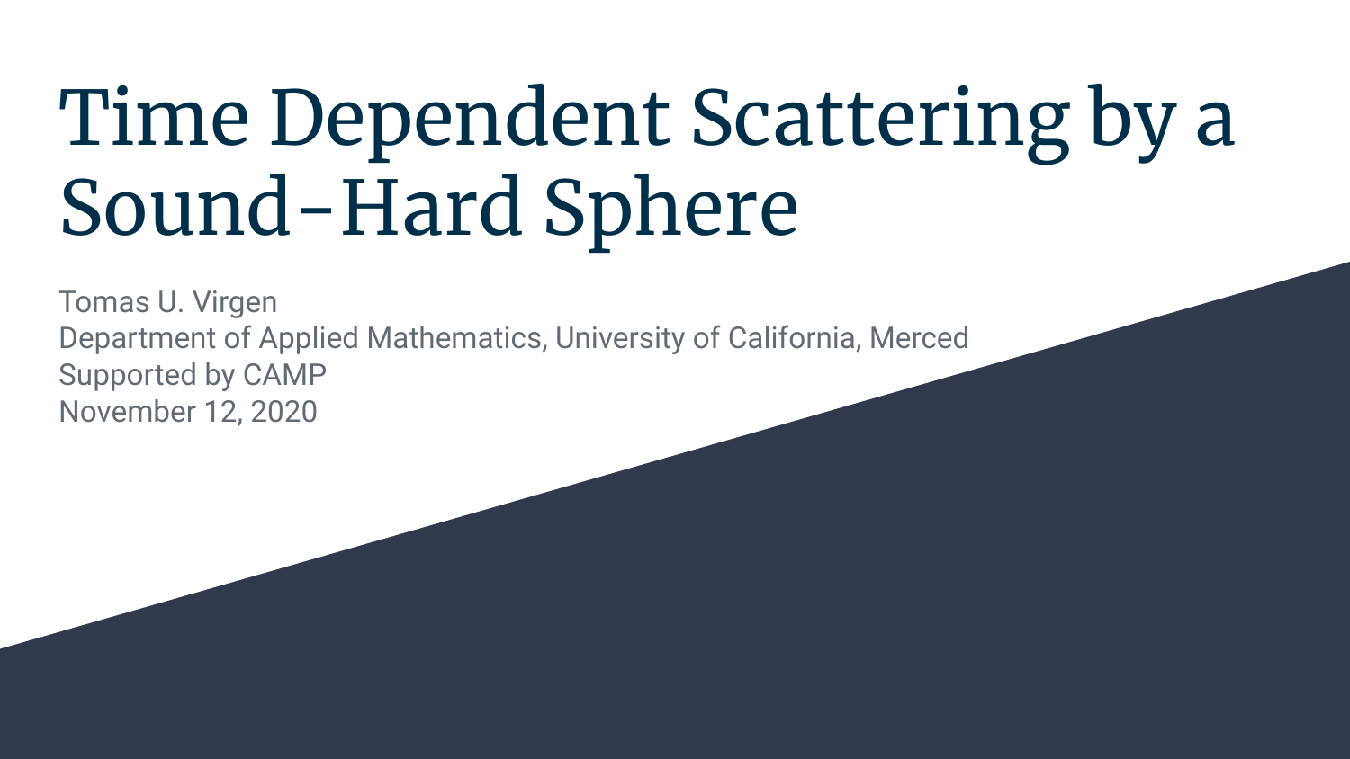# Time Dependent Scattering by a Sound-Hard Sphere

Tomas U. Virgen

Department of Applied Mathematics, University of California, Merced

Supported by CAMP

November 12, 2020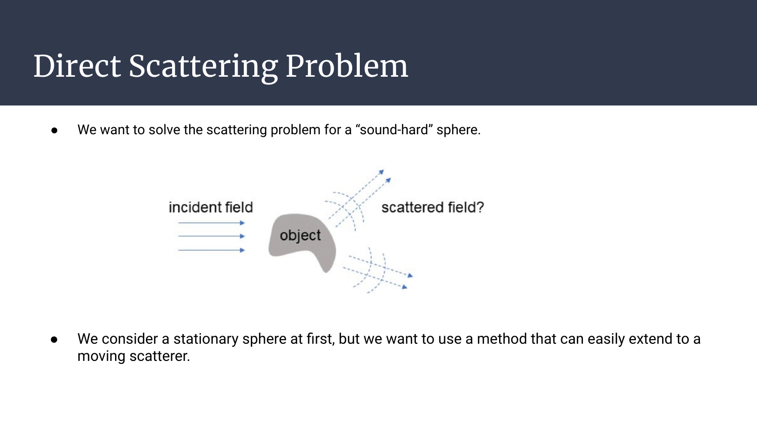# Direct Scattering Problem

- We want to solve the scattering problem for a “sound-hard” sphere.

incident field

object

scattered field?

- We consider a stationary sphere at first, but we want to use a method that can easily extend to a moving scatterer.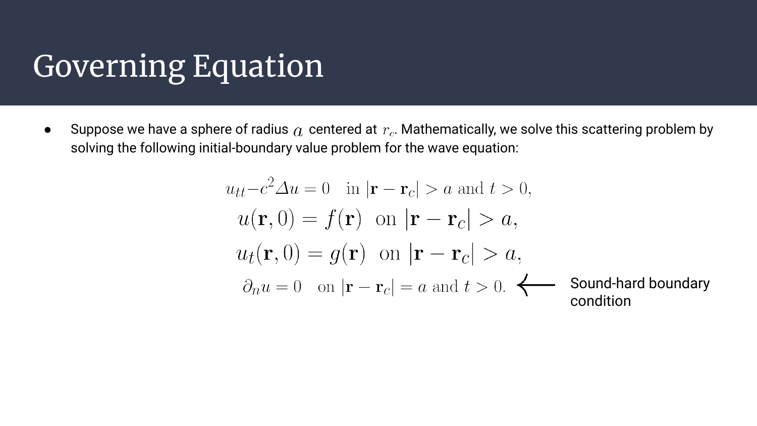# Governing Equation

- Suppose we have a sphere of radius $a$ centered at $r_c$. Mathematically, we solve this scattering problem by solving the following initial-boundary value problem for the wave equation:

$$
\begin{aligned}
u_{tt} - c^2 \Delta u = 0 \quad &\text{in } |\mathbf{r} - \mathbf{r}_c| > a \text{ and } t > 0, \\
u(\mathbf{r}, 0) = f(\mathbf{r}) \quad &\text{on } |\mathbf{r} - \mathbf{r}_c| > a, \\
u_t(\mathbf{r}, 0) = g(\mathbf{r}) \quad &\text{on } |\mathbf{r} - \mathbf{r}_c| > a, \\
\partial_n u = 0 \quad &\text{on } |\mathbf{r} - \mathbf{r}_c| = a \text{ and } t > 0.
\end{aligned}
$$

← Sound-hard boundary condition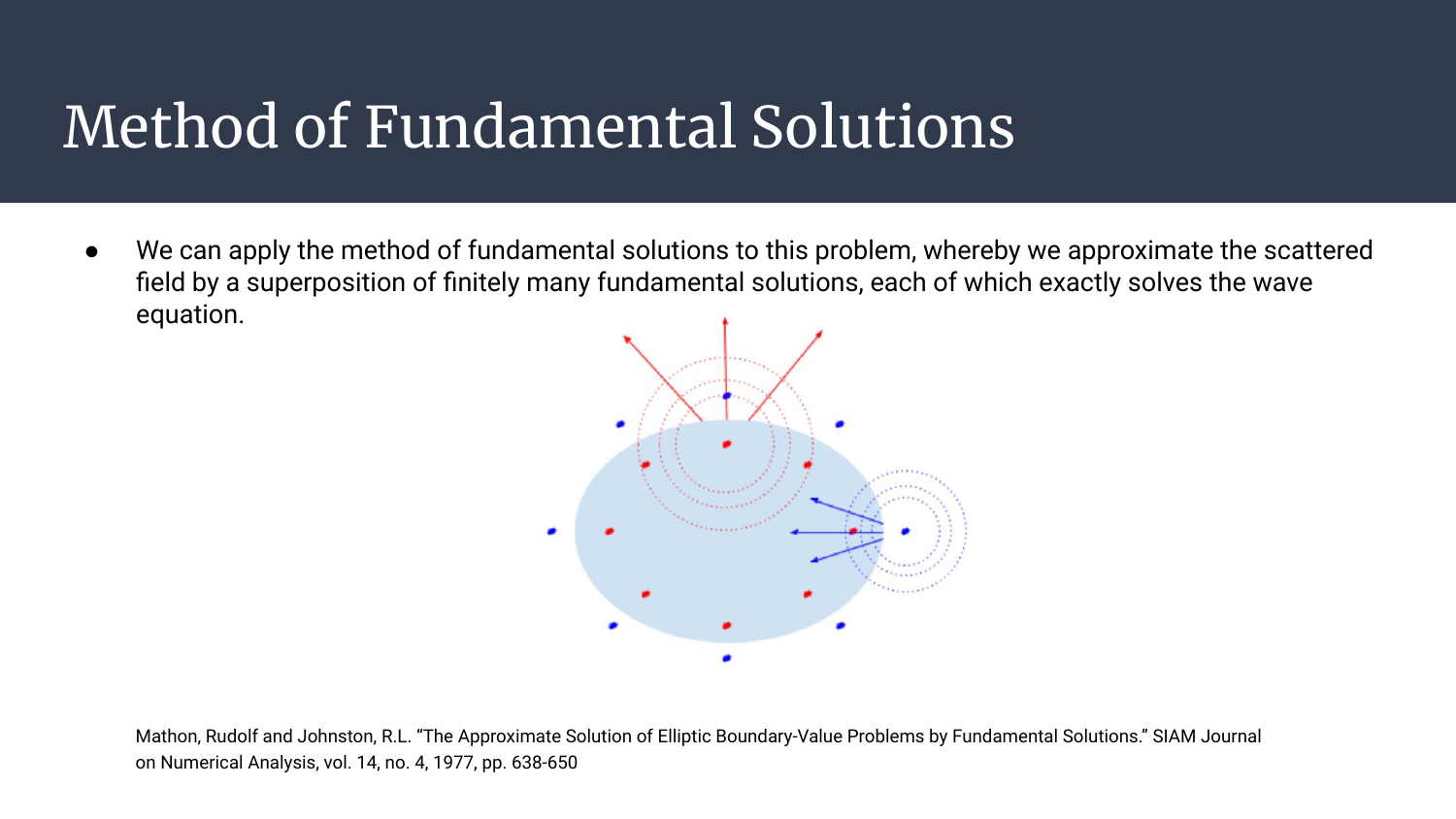# Method of Fundamental Solutions

- We can apply the method of fundamental solutions to this problem, whereby we approximate the scattered field by a superposition of finitely many fundamental solutions, each of which exactly solves the wave equation.

Mathon, Rudolf and Johnston, R.L. "The Approximate Solution of Elliptic Boundary-Value Problems by Fundamental Solutions." SIAM Journal on Numerical Analysis, vol. 14, no. 4, 1977, pp. 638-650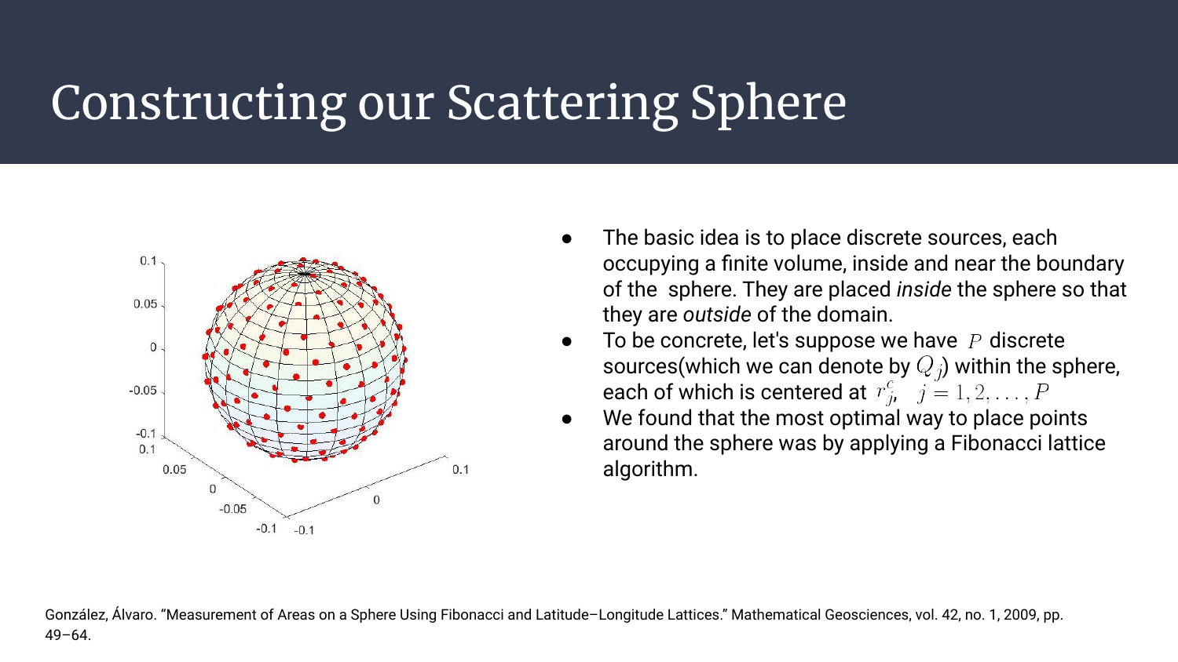# Constructing our Scattering Sphere

- The basic idea is to place discrete sources, each occupying a finite volume, inside and near the boundary of the sphere. They are placed *inside* the sphere so that they are *outside* of the domain.
- To be concrete, let's suppose we have $P$ discrete sources(which we can denote by $Q_j$) within the sphere, each of which is centered at $r_j^c$, $j = 1, 2, \ldots, P$
- We found that the most optimal way to place points around the sphere was by applying a Fibonacci lattice algorithm.

González, Álvaro. "Measurement of Areas on a Sphere Using Fibonacci and Latitude–Longitude Lattices." Mathematical Geosciences, vol. 42, no. 1, 2009, pp. 49–64.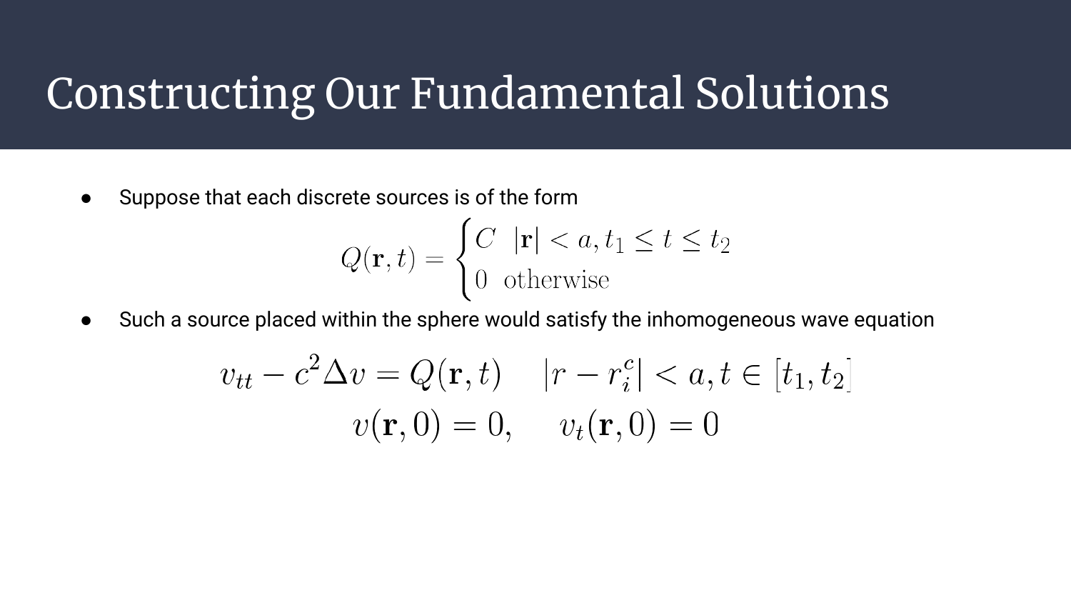# Constructing Our Fundamental Solutions

- Suppose that each discrete sources is of the form

$$Q(\mathbf{r}, t) = \begin{cases} C & |\mathbf{r}| < a, t_1 \leq t \leq t_2 \\ 0 & \text{otherwise} \end{cases}$$

- Such a source placed within the sphere would satisfy the inhomogeneous wave equation

$$v_{tt} - c^2 \Delta v = Q(\mathbf{r}, t) \quad |r - r_i^c| < a, t \in [t_1, t_2]$$

$$v(\mathbf{r}, 0) = 0, \quad v_t(\mathbf{r}, 0) = 0$$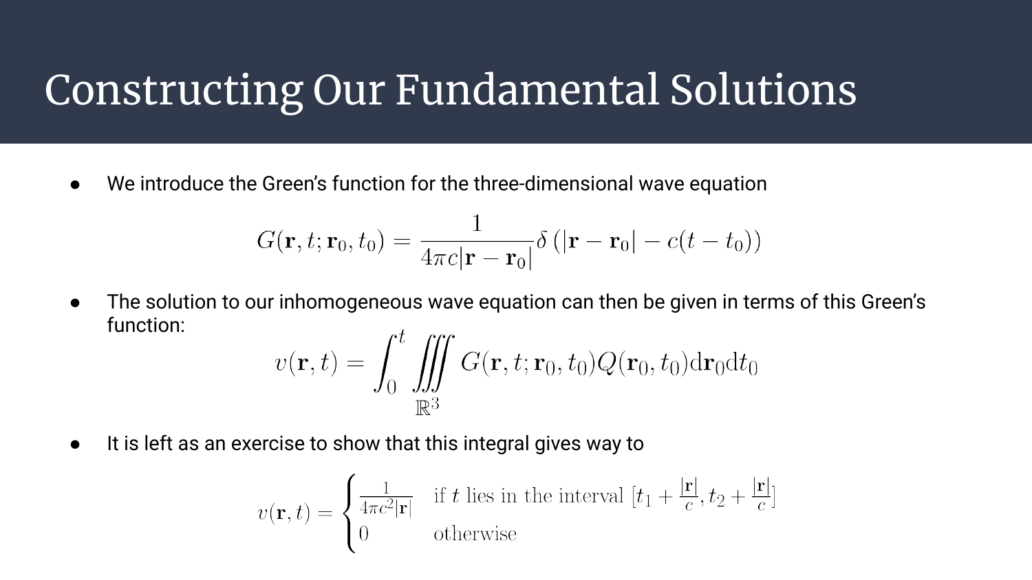# Constructing Our Fundamental Solutions

- We introduce the Green's function for the three-dimensional wave equation

$$G(\mathbf{r}, t; \mathbf{r}_0, t_0) = \frac{1}{4\pi c|\mathbf{r} - \mathbf{r}_0|}\delta\left(|\mathbf{r} - \mathbf{r}_0| - c(t - t_0)\right)$$

- The solution to our inhomogeneous wave equation can then be given in terms of this Green's function:

$$v(\mathbf{r}, t) = \int_0^t \iiint\limits_{\mathbb{R}^3} G(\mathbf{r}, t; \mathbf{r}_0, t_0) Q(\mathbf{r}_0, t_0) \mathrm{d}\mathbf{r}_0 \mathrm{d}t_0$$

- It is left as an exercise to show that this integral gives way to

$$v(\mathbf{r}, t) = \begin{cases} \frac{1}{4\pi c^2 |\mathbf{r}|} & \text{if } t \text{ lies in the interval } [t_1 + \frac{|\mathbf{r}|}{c}, t_2 + \frac{|\mathbf{r}|}{c}] \\ 0 & \text{otherwise} \end{cases}$$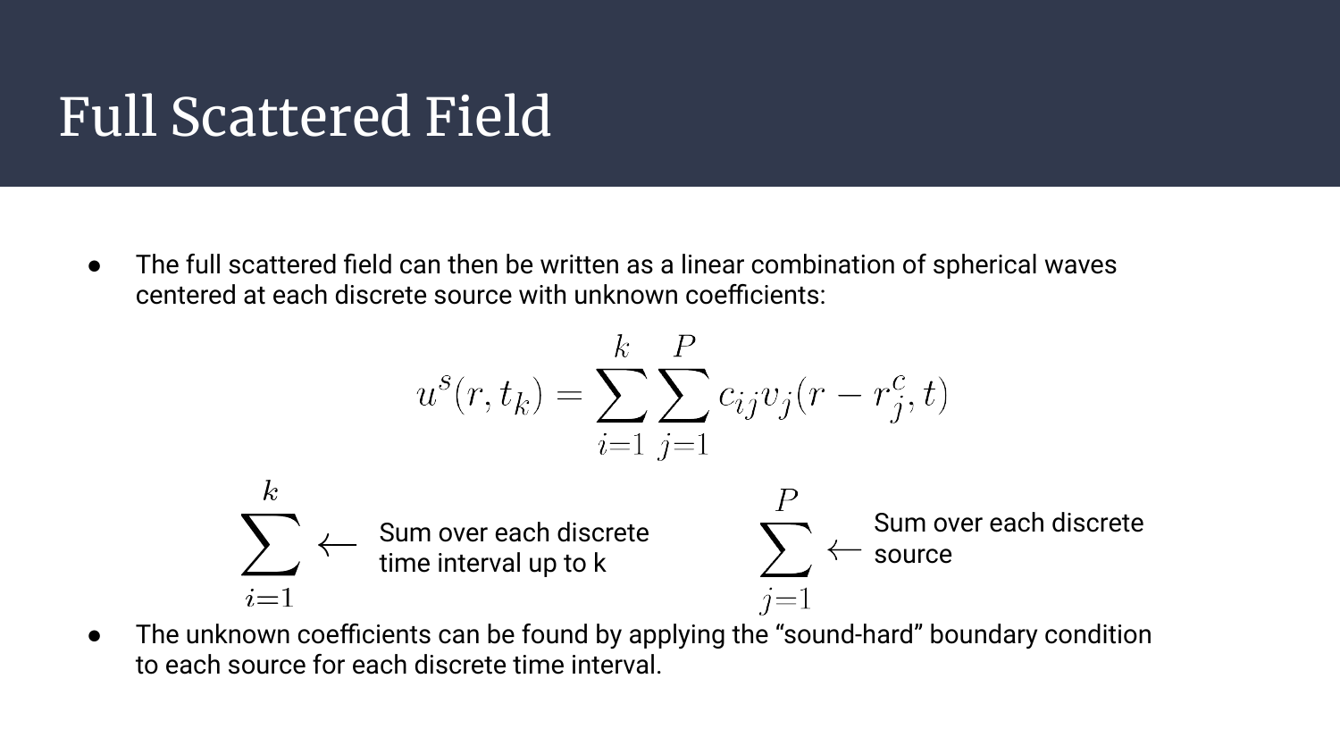# Full Scattered Field

- The full scattered field can then be written as a linear combination of spherical waves centered at each discrete source with unknown coefficients:

$$u^s(r, t_k) = \sum_{i=1}^{k} \sum_{j=1}^{P} c_{ij} v_j(r - r_j^c, t)$$

$$\sum_{i=1}^{k} \leftarrow$$ Sum over each discrete time interval up to k

$$\sum_{j=1}^{P} \leftarrow$$ Sum over each discrete source

- The unknown coefficients can be found by applying the “sound-hard” boundary condition to each source for each discrete time interval.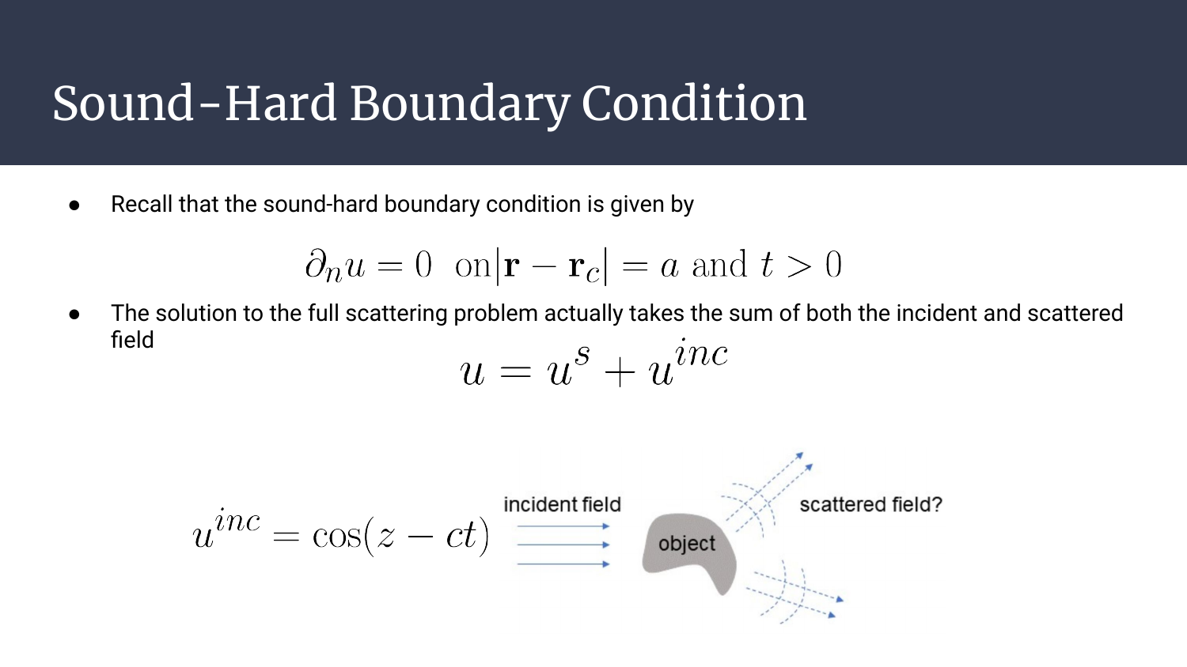# Sound-Hard Boundary Condition

- Recall that the sound-hard boundary condition is given by

$$\partial_n u = 0 \ \text{ on} |\mathbf{r} - \mathbf{r}_c| = a \text{ and } t > 0$$

- The solution to the full scattering problem actually takes the sum of both the incident and scattered field

$$u = u^s + u^{inc}$$

$$u^{inc} = \cos(z - ct)$$

incident field

object

scattered field?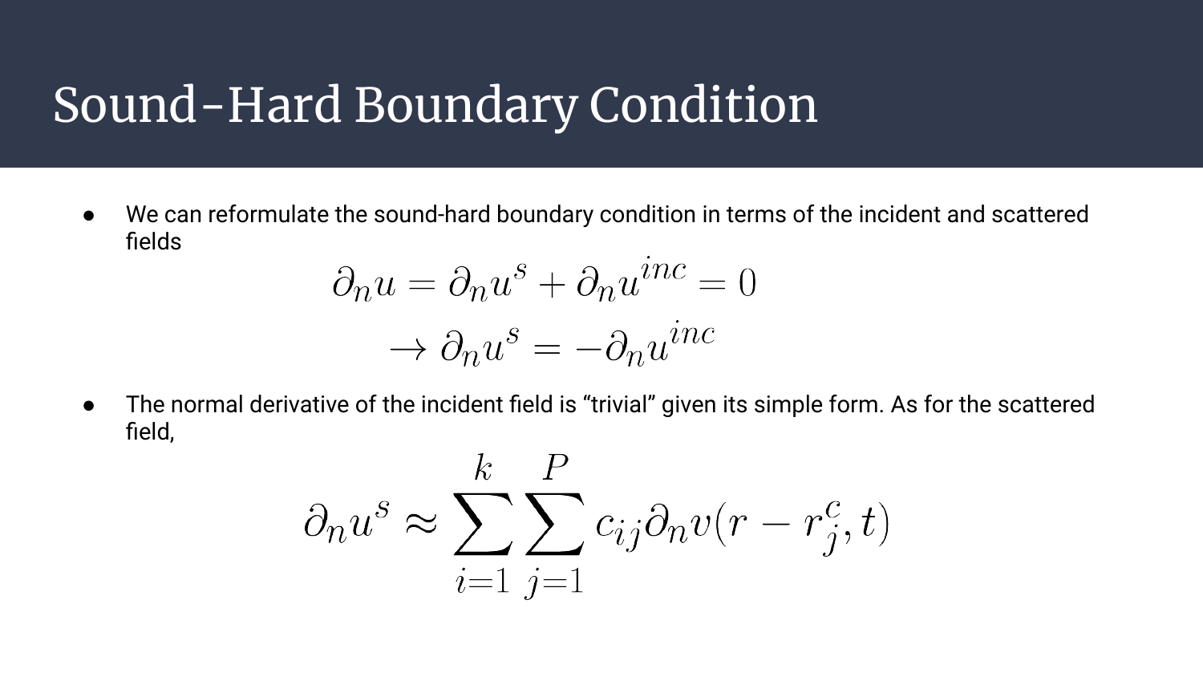# Sound-Hard Boundary Condition

- We can reformulate the sound-hard boundary condition in terms of the incident and scattered fields

$$\partial_n u = \partial_n u^s + \partial_n u^{inc} = 0$$
$$\rightarrow \partial_n u^s = -\partial_n u^{inc}$$

- The normal derivative of the incident field is "trivial" given its simple form. As for the scattered field,

$$\partial_n u^s \approx \sum_{i=1}^{k} \sum_{j=1}^{P} c_{ij} \partial_n v(r - r_j^c, t)$$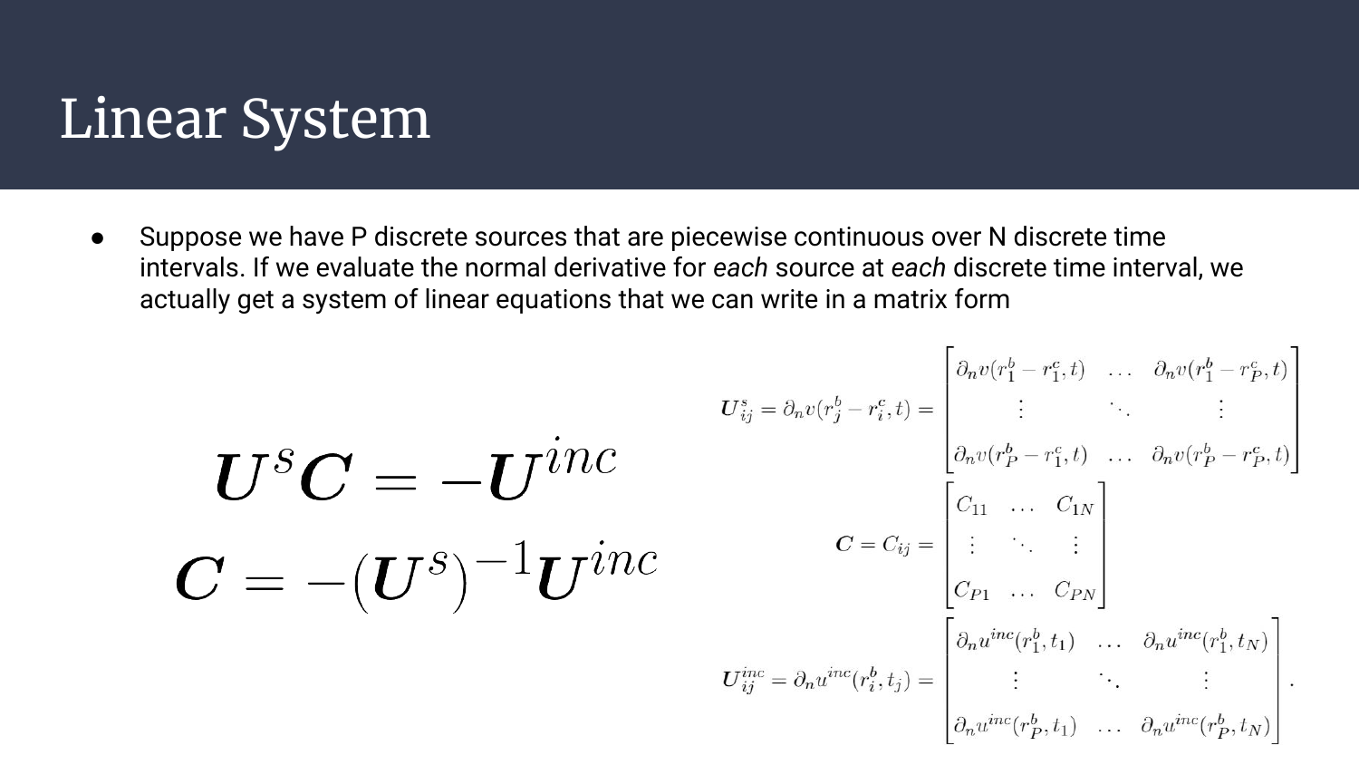# Linear System

- Suppose we have P discrete sources that are piecewise continuous over N discrete time intervals. If we evaluate the normal derivative for *each* source at *each* discrete time interval, we actually get a system of linear equations that we can write in a matrix form

$$\boldsymbol{U}^{s}\boldsymbol{C} = -\boldsymbol{U}^{inc}$$

$$\boldsymbol{C} = -(\boldsymbol{U}^{s})^{-1}\boldsymbol{U}^{inc}$$

$$\boldsymbol{U}^{s}_{ij} = \partial_n v(r^b_j - r^c_i, t) = \begin{bmatrix} \partial_n v(r^b_1 - r^c_1, t) & \dots & \partial_n v(r^b_1 - r^c_P, t) \\ \vdots & \ddots & \vdots \\ \partial_n v(r^b_P - r^c_1, t) & \dots & \partial_n v(r^b_P - r^c_P, t) \end{bmatrix}$$

$$\boldsymbol{C} = C_{ij} = \begin{bmatrix} C_{11} & \dots & C_{1N} \\ \vdots & \ddots & \vdots \\ C_{P1} & \dots & C_{PN} \end{bmatrix}$$

$$\boldsymbol{U}^{inc}_{ij} = \partial_n u^{inc}(r^b_i, t_j) = \begin{bmatrix} \partial_n u^{inc}(r^b_1, t_1) & \dots & \partial_n u^{inc}(r^b_1, t_N) \\ \vdots & \ddots & \vdots \\ \partial_n u^{inc}(r^b_P, t_1) & \dots & \partial_n u^{inc}(r^b_P, t_N) \end{bmatrix}.$$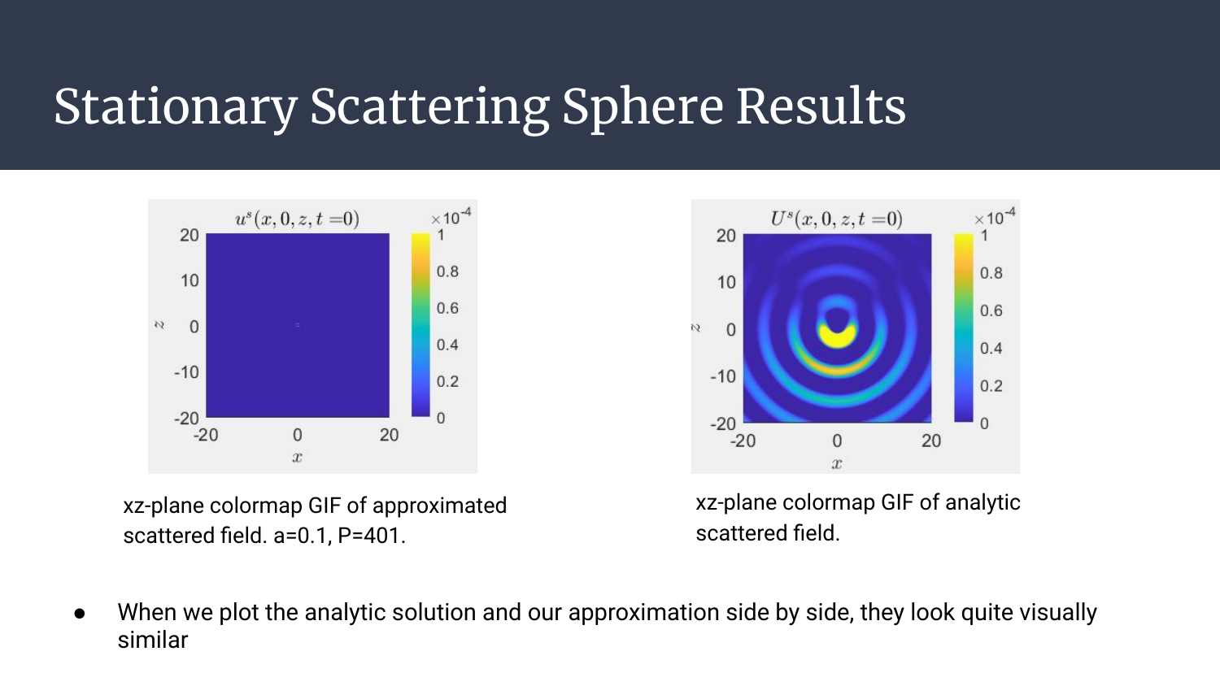# Stationary Scattering Sphere Results

xz-plane colormap GIF of approximated scattered field. a=0.1, P=401.

xz-plane colormap GIF of analytic scattered field.

- When we plot the analytic solution and our approximation side by side, they look quite visually similar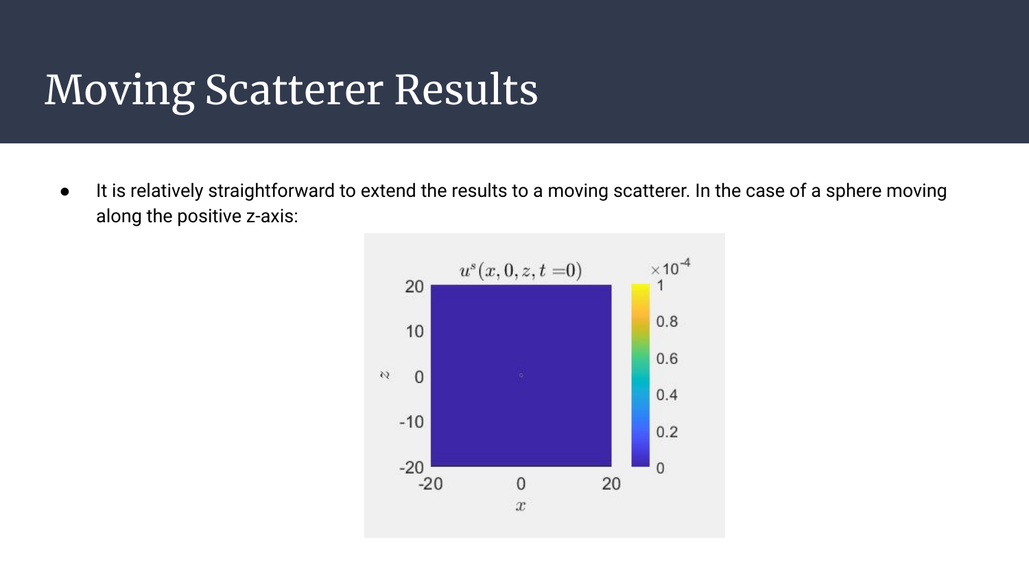# Moving Scatterer Results

- It is relatively straightforward to extend the results to a moving scatterer. In the case of a sphere moving along the positive z-axis: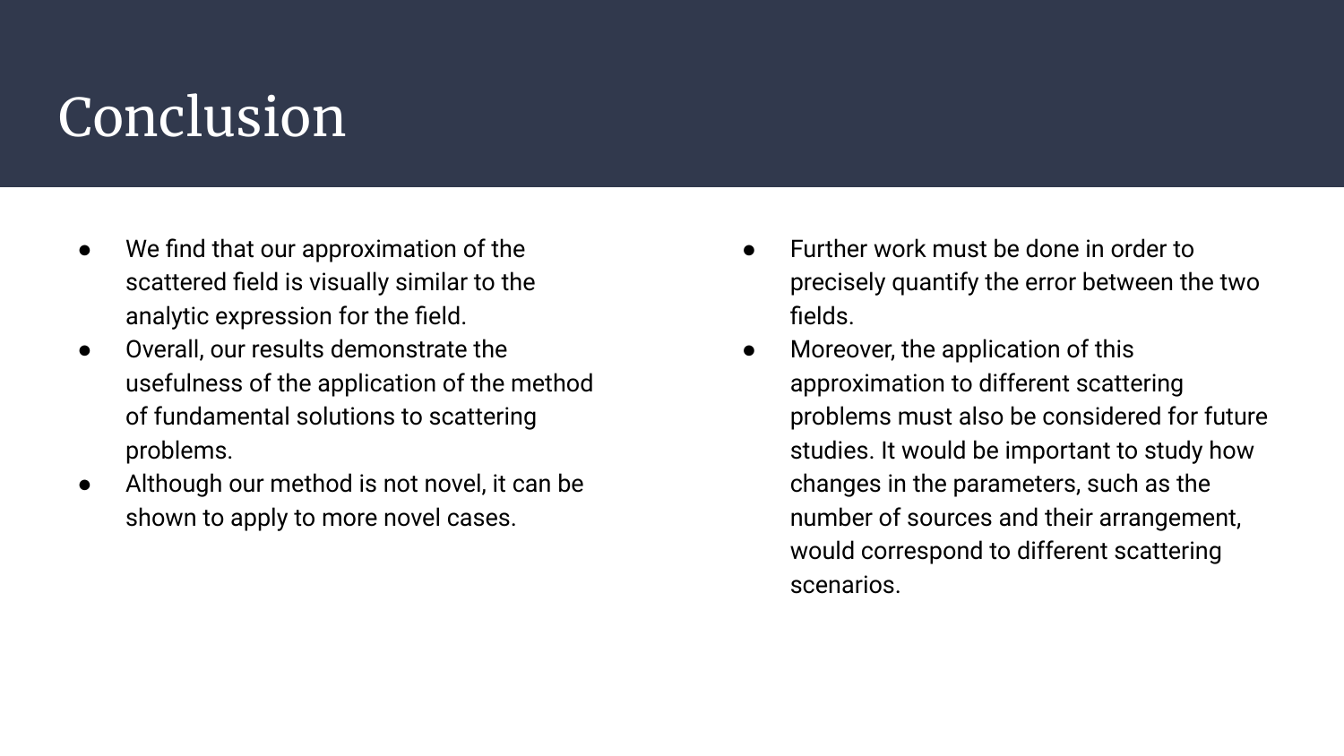# Conclusion

- We find that our approximation of the scattered field is visually similar to the analytic expression for the field.
- Overall, our results demonstrate the usefulness of the application of the method of fundamental solutions to scattering problems.
- Although our method is not novel, it can be shown to apply to more novel cases.
- Further work must be done in order to precisely quantify the error between the two fields.
- Moreover, the application of this approximation to different scattering problems must also be considered for future studies. It would be important to study how changes in the parameters, such as the number of sources and their arrangement, would correspond to different scattering scenarios.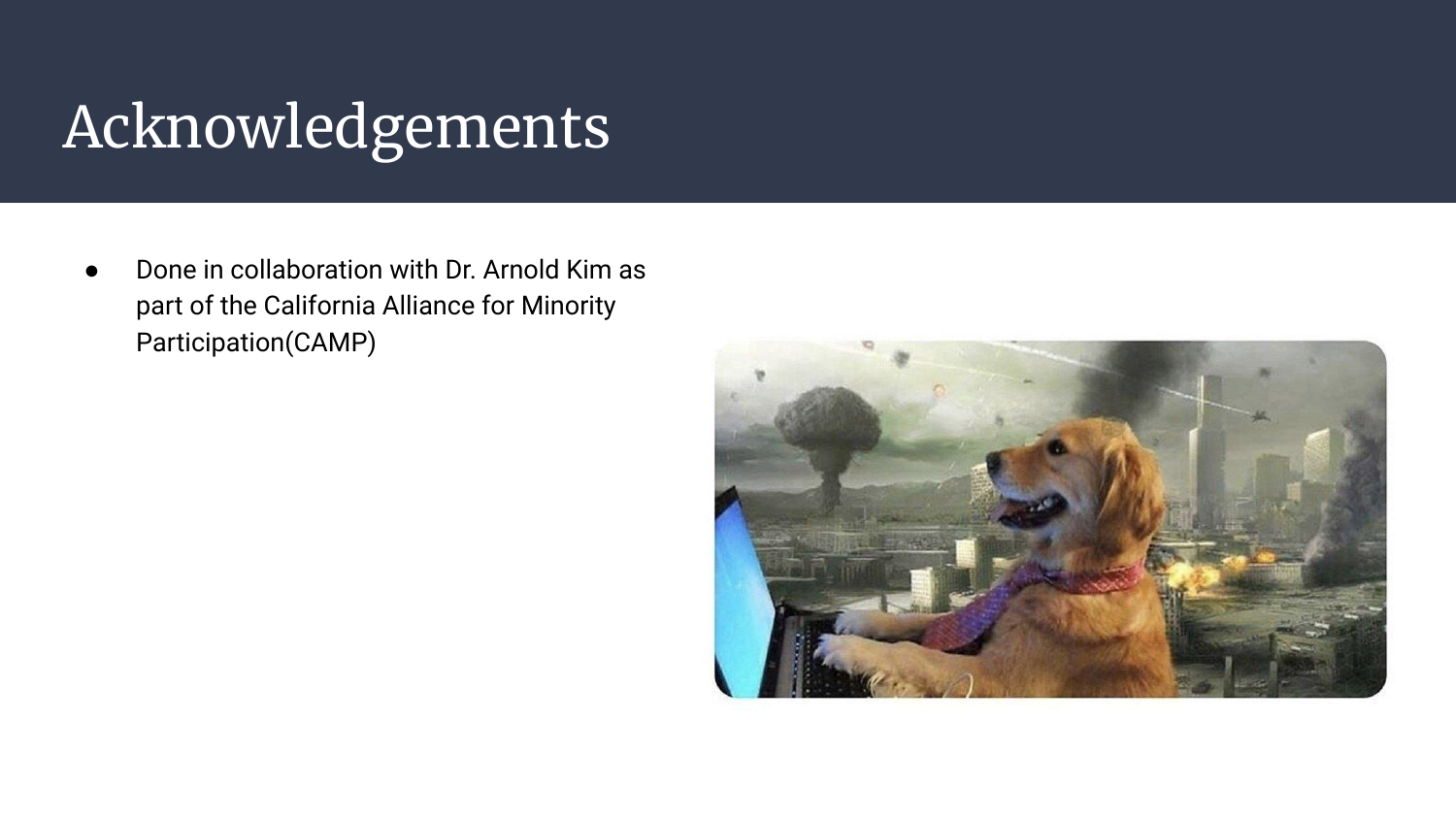# Acknowledgements

- Done in collaboration with Dr. Arnold Kim as part of the California Alliance for Minority Participation(CAMP)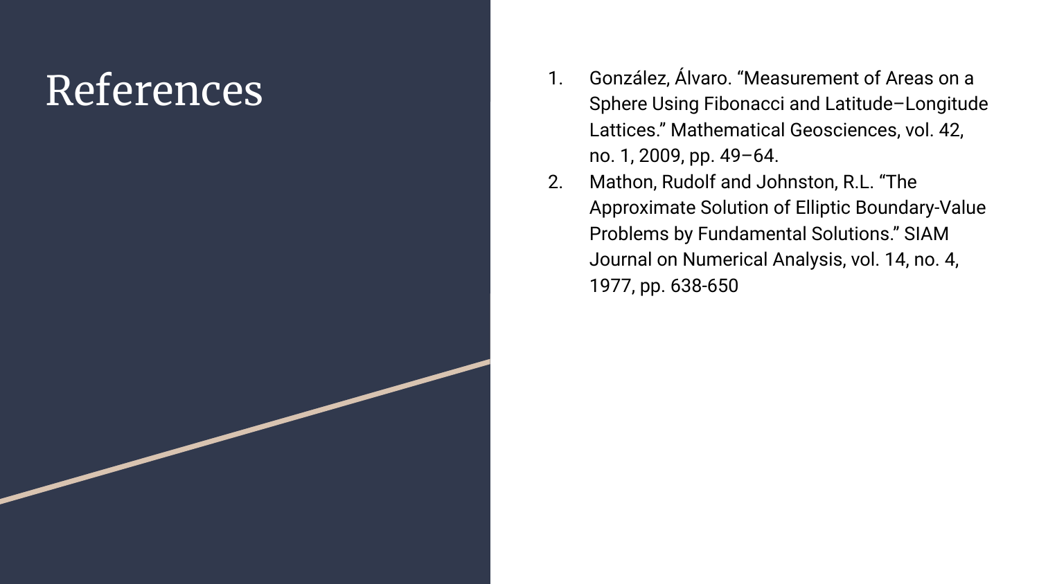# References

1. González, Álvaro. “Measurement of Areas on a Sphere Using Fibonacci and Latitude–Longitude Lattices.” Mathematical Geosciences, vol. 42, no. 1, 2009, pp. 49–64.
2. Mathon, Rudolf and Johnston, R.L. “The Approximate Solution of Elliptic Boundary-Value Problems by Fundamental Solutions.” SIAM Journal on Numerical Analysis, vol. 14, no. 4, 1977, pp. 638-650